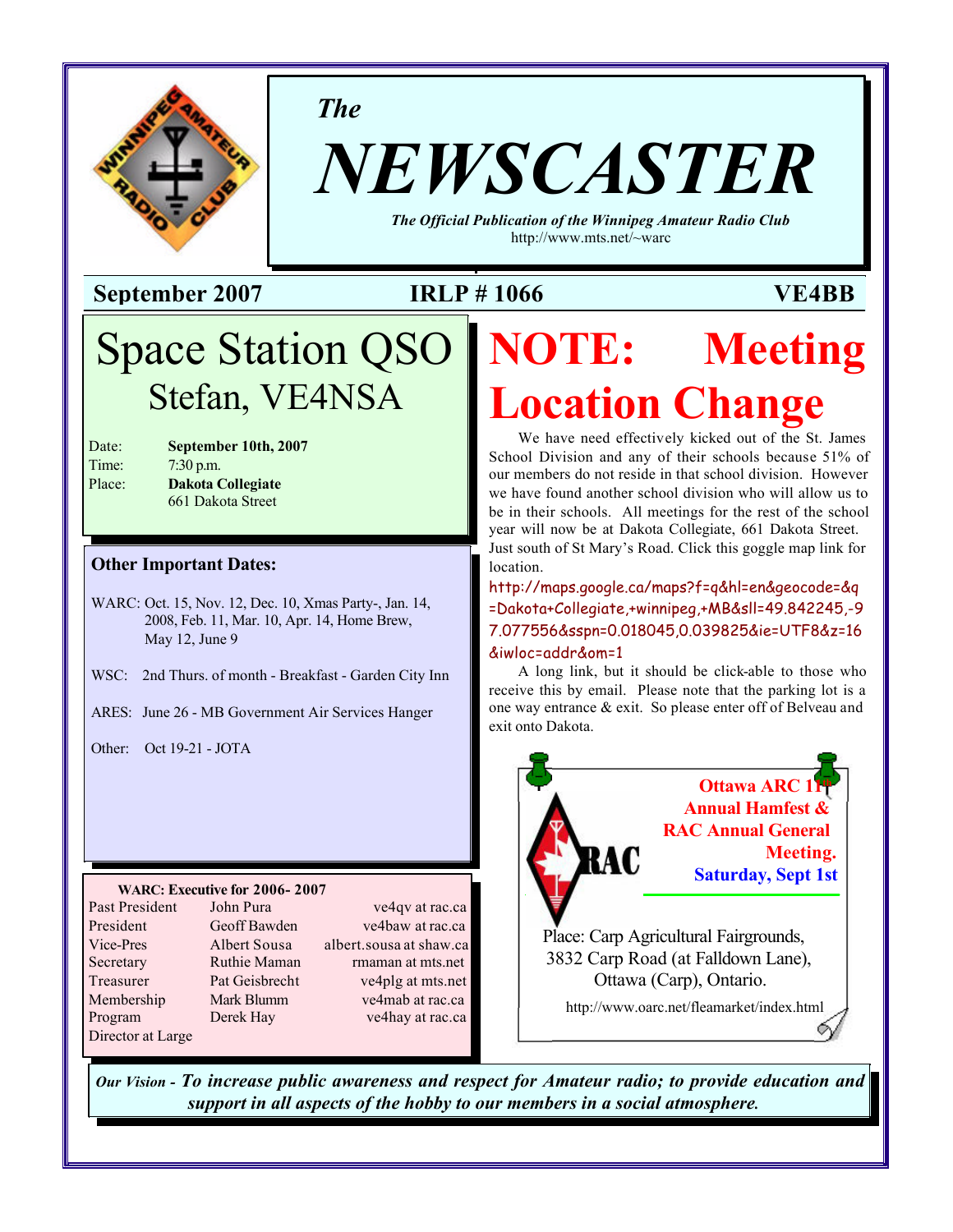*The*

# NEWSCASTER

***The Official Publication of the Winnipeg Amateur Radio Club***
http://www.mts.net/~warc

**September 2007** **IRLP # 1066** **VE4BB**

## Space Station QSO
### Stefan, VE4NSA

| | |
|---|---|
| Date: | **September 10th, 2007** |
| Time: | 7:30 p.m. |
| Place: | **Dakota Collegiate** 661 Dakota Street |

### Other Important Dates:

WARC: Oct. 15, Nov. 12, Dec. 10, Xmas Party-, Jan. 14, 2008, Feb. 11, Mar. 10, Apr. 14, Home Brew, May 12, June 9

WSC: 2nd Thurs. of month - Breakfast - Garden City Inn

ARES: June 26 - MB Government Air Services Hanger

Other: Oct 19-21 - JOTA

**WARC: Executive for 2006- 2007**

| | | |
|---|---|---|
| Past President | John Pura | ve4qv at rac.ca |
| President | Geoff Bawden | ve4baw at rac.ca |
| Vice-Pres | Albert Sousa | albert.sousa at shaw.ca |
| Secretary | Ruthie Maman | rmaman at mts.net |
| Treasurer | Pat Geisbrecht | ve4plg at mts.net |
| Membership | Mark Blumm | ve4mab at rac.ca |
| Program | Derek Hay | ve4hay at rac.ca |
| Director at Large | | |

## NOTE: Meeting Location Change

We have need effectively kicked out of the St. James School Division and any of their schools because 51% of our members do not reside in that school division. However we have found another school division who will allow us to be in their schools. All meetings for the rest of the school year will now be at Dakota Collegiate, 661 Dakota Street. Just south of St Mary's Road. Click this goggle map link for location.

http://maps.google.ca/maps?f=q&hl=en&geocode=&q=Dakota+Collegiate,+winnipeg,+MB&sll=49.842245,-97.077556&sspn=0.018045,0.039825&ie=UTF8&z=16&iwloc=addr&om=1

A long link, but it should be click-able to those who receive this by email. Please note that the parking lot is a one way entrance & exit. So please enter off of Belveau and exit onto Dakota.

**Ottawa ARC 11th Annual Hamfest & RAC Annual General Meeting.**
**Saturday, Sept 1st**

Place: Carp Agricultural Fairgrounds, 3832 Carp Road (at Falldown Lane), Ottawa (Carp), Ontario.

http://www.oarc.net/fleamarket/index.html

*Our Vision -* ***To increase public awareness and respect for Amateur radio; to provide education and support in all aspects of the hobby to our members in a social atmosphere.***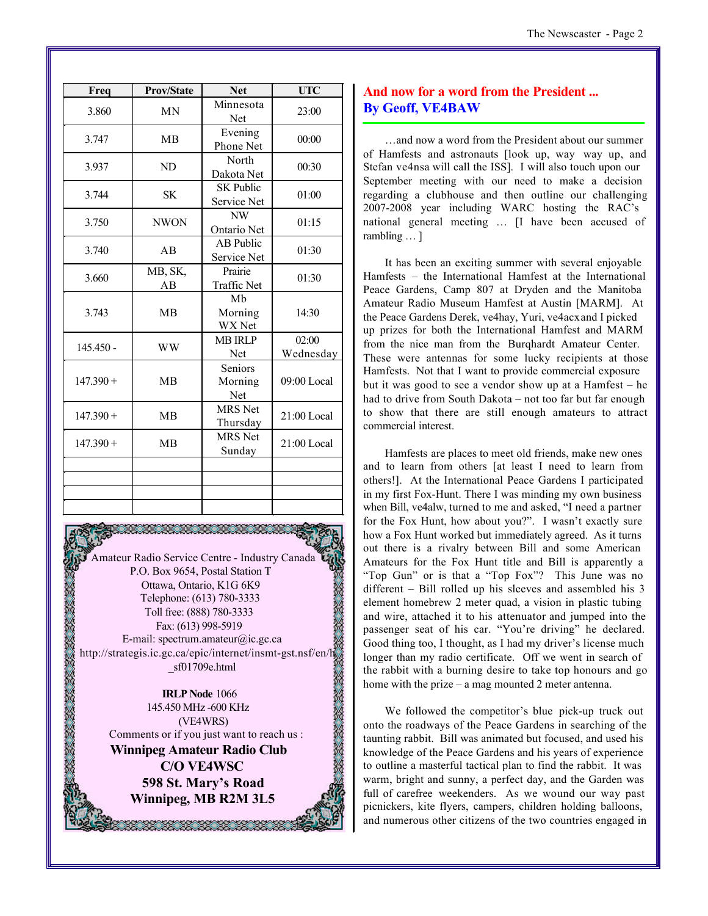| Freq | Prov/State | Net | UTC |
|---|---|---|---|
| 3.860 | MN | Minnesota Net | 23:00 |
| 3.747 | MB | Evening Phone Net | 00:00 |
| 3.937 | ND | North Dakota Net | 00:30 |
| 3.744 | SK | SK Public Service Net | 01:00 |
| 3.750 | NWON | NW Ontario Net | 01:15 |
| 3.740 | AB | AB Public Service Net | 01:30 |
| 3.660 | MB, SK, AB | Prairie Traffic Net | 01:30 |
| 3.743 | MB | Mb Morning WX Net | 14:30 |
| 145.450 - | WW | MB IRLP Net | 02:00 Wednesday |
| 147.390 + | MB | Seniors Morning Net | 09:00 Local |
| 147.390 + | MB | MRS Net Thursday | 21:00 Local |
| 147.390 + | MB | MRS Net Sunday | 21:00 Local |
| | | | |
| | | | |
| | | | |
| | | | |

Amateur Radio Service Centre - Industry Canada
P.O. Box 9654, Postal Station T
Ottawa, Ontario, K1G 6K9
Telephone: (613) 780-3333
Toll free: (888) 780-3333
Fax: (613) 998-5919
E-mail: spectrum.amateur@ic.gc.ca
http://strategis.ic.gc.ca/epic/internet/insmt-gst.nsf/en/h_sf01709e.html

**IRLP Node** 1066
145.450 MHz -600 KHz
(VE4WRS)
Comments or if you just want to reach us :
**Winnipeg Amateur Radio Club**
**C/O VE4WSC**
**598 St. Mary's Road**
**Winnipeg, MB R2M 3L5**

## And now for a word from the President ...
## By Geoff, VE4BAW

…and now a word from the President about our summer of Hamfests and astronauts [look up, way way up, and Stefan ve4nsa will call the ISS]. I will also touch upon our September meeting with our need to make a decision regarding a clubhouse and then outline our challenging 2007-2008 year including WARC hosting the RAC's national general meeting … [I have been accused of rambling … ]

It has been an exciting summer with several enjoyable Hamfests – the International Hamfest at the International Peace Gardens, Camp 807 at Dryden and the Manitoba Amateur Radio Museum Hamfest at Austin [MARM]. At the Peace Gardens Derek, ve4hay, Yuri, ve4acxand I picked up prizes for both the International Hamfest and MARM from the nice man from the Burqhardt Amateur Center. These were antennas for some lucky recipients at those Hamfests. Not that I want to provide commercial exposure but it was good to see a vendor show up at a Hamfest – he had to drive from South Dakota – not too far but far enough to show that there are still enough amateurs to attract commercial interest.

Hamfests are places to meet old friends, make new ones and to learn from others [at least I need to learn from others!]. At the International Peace Gardens I participated in my first Fox-Hunt. There I was minding my own business when Bill, ve4alw, turned to me and asked, "I need a partner for the Fox Hunt, how about you?". I wasn't exactly sure how a Fox Hunt worked but immediately agreed. As it turns out there is a rivalry between Bill and some American Amateurs for the Fox Hunt title and Bill is apparently a "Top Gun" or is that a "Top Fox"? This June was no different – Bill rolled up his sleeves and assembled his 3 element homebrew 2 meter quad, a vision in plastic tubing and wire, attached it to his attenuator and jumped into the passenger seat of his car. "You're driving" he declared. Good thing too, I thought, as I had my driver's license much longer than my radio certificate. Off we went in search of the rabbit with a burning desire to take top honours and go home with the prize – a mag mounted 2 meter antenna.

We followed the competitor's blue pick-up truck out onto the roadways of the Peace Gardens in searching of the taunting rabbit. Bill was animated but focused, and used his knowledge of the Peace Gardens and his years of experience to outline a masterful tactical plan to find the rabbit. It was warm, bright and sunny, a perfect day, and the Garden was full of carefree weekenders. As we wound our way past picnickers, kite flyers, campers, children holding balloons, and numerous other citizens of the two countries engaged in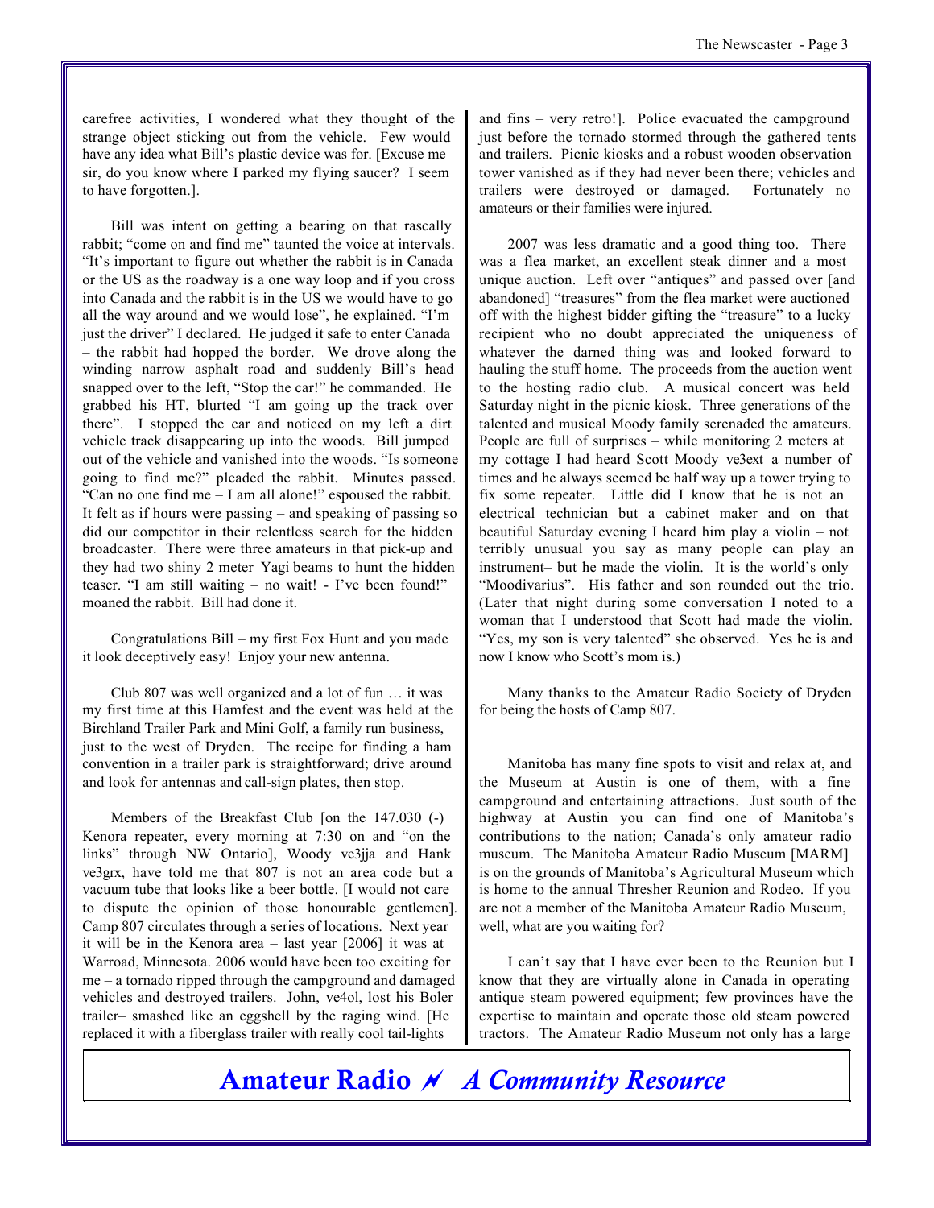carefree activities, I wondered what they thought of the strange object sticking out from the vehicle. Few would have any idea what Bill's plastic device was for. [Excuse me sir, do you know where I parked my flying saucer? I seem to have forgotten.].

Bill was intent on getting a bearing on that rascally rabbit; "come on and find me" taunted the voice at intervals. "It's important to figure out whether the rabbit is in Canada or the US as the roadway is a one way loop and if you cross into Canada and the rabbit is in the US we would have to go all the way around and we would lose", he explained. "I'm just the driver" I declared. He judged it safe to enter Canada – the rabbit had hopped the border. We drove along the winding narrow asphalt road and suddenly Bill's head snapped over to the left, "Stop the car!" he commanded. He grabbed his HT, blurted "I am going up the track over there". I stopped the car and noticed on my left a dirt vehicle track disappearing up into the woods. Bill jumped out of the vehicle and vanished into the woods. "Is someone going to find me?" pleaded the rabbit. Minutes passed. "Can no one find me – I am all alone!" espoused the rabbit. It felt as if hours were passing – and speaking of passing so did our competitor in their relentless search for the hidden broadcaster. There were three amateurs in that pick-up and they had two shiny 2 meter Yagi beams to hunt the hidden teaser. "I am still waiting – no wait! - I've been found!" moaned the rabbit. Bill had done it.

Congratulations Bill – my first Fox Hunt and you made it look deceptively easy! Enjoy your new antenna.

Club 807 was well organized and a lot of fun … it was my first time at this Hamfest and the event was held at the Birchland Trailer Park and Mini Golf, a family run business, just to the west of Dryden. The recipe for finding a ham convention in a trailer park is straightforward; drive around and look for antennas and call-sign plates, then stop.

Members of the Breakfast Club [on the 147.030 (-) Kenora repeater, every morning at 7:30 on and "on the links" through NW Ontario], Woody ve3jja and Hank ve3grx, have told me that 807 is not an area code but a vacuum tube that looks like a beer bottle. [I would not care to dispute the opinion of those honourable gentlemen]. Camp 807 circulates through a series of locations. Next year it will be in the Kenora area – last year [2006] it was at Warroad, Minnesota. 2006 would have been too exciting for me – a tornado ripped through the campground and damaged vehicles and destroyed trailers. John, ve4ol, lost his Boler trailer– smashed like an eggshell by the raging wind. [He replaced it with a fiberglass trailer with really cool tail-lights and fins – very retro!]. Police evacuated the campground just before the tornado stormed through the gathered tents and trailers. Picnic kiosks and a robust wooden observation tower vanished as if they had never been there; vehicles and trailers were destroyed or damaged. Fortunately no amateurs or their families were injured.

2007 was less dramatic and a good thing too. There was a flea market, an excellent steak dinner and a most unique auction. Left over "antiques" and passed over [and abandoned] "treasures" from the flea market were auctioned off with the highest bidder gifting the "treasure" to a lucky recipient who no doubt appreciated the uniqueness of whatever the darned thing was and looked forward to hauling the stuff home. The proceeds from the auction went to the hosting radio club. A musical concert was held Saturday night in the picnic kiosk. Three generations of the talented and musical Moody family serenaded the amateurs. People are full of surprises – while monitoring 2 meters at my cottage I had heard Scott Moody ve3ext a number of times and he always seemed to be half way up a tower trying to fix some repeater. Little did I know that he is not an electrical technician but a cabinet maker and on that beautiful Saturday evening I heard him play a violin – not terribly unusual you say as many people can play an instrument– but he made the violin. It is the world's only "Moodivarius". His father and son rounded out the trio. (Later that night during some conversation I noted to a woman that I understood that Scott had made the violin. "Yes, my son is very talented" she observed. Yes he is and now I know who Scott's mom is.)

Many thanks to the Amateur Radio Society of Dryden for being the hosts of Camp 807.

Manitoba has many fine spots to visit and relax at, and the Museum at Austin is one of them, with a fine campground and entertaining attractions. Just south of the highway at Austin you can find one of Manitoba's contributions to the nation; Canada's only amateur radio museum. The Manitoba Amateur Radio Museum [MARM] is on the grounds of Manitoba's Agricultural Museum which is home to the annual Thresher Reunion and Rodeo. If you are not a member of the Manitoba Amateur Radio Museum, well, what are you waiting for?

I can't say that I have ever been to the Reunion but I know that they are virtually alone in Canada in operating antique steam powered equipment; few provinces have the expertise to maintain and operate those old steam powered tractors. The Amateur Radio Museum not only has a large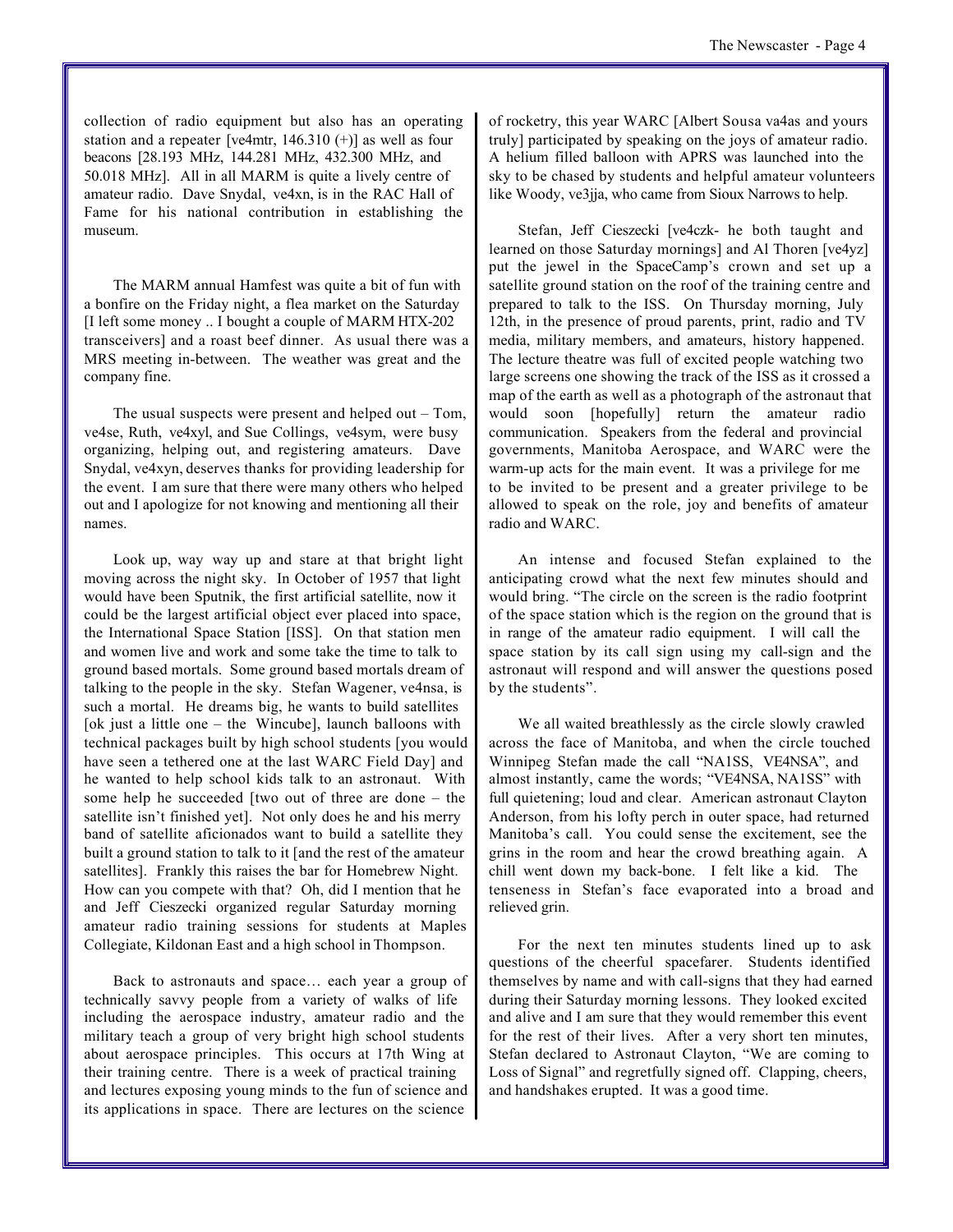collection of radio equipment but also has an operating station and a repeater [ve4mtr, 146.310 (+)] as well as four beacons [28.193 MHz, 144.281 MHz, 432.300 MHz, and 50.018 MHz]. All in all MARM is quite a lively centre of amateur radio. Dave Snydal, ve4xn, is in the RAC Hall of Fame for his national contribution in establishing the museum.

The MARM annual Hamfest was quite a bit of fun with a bonfire on the Friday night, a flea market on the Saturday [I left some money .. I bought a couple of MARM HTX-202 transceivers] and a roast beef dinner. As usual there was a MRS meeting in-between. The weather was great and the company fine.

The usual suspects were present and helped out – Tom, ve4se, Ruth, ve4xyl, and Sue Collings, ve4sym, were busy organizing, helping out, and registering amateurs. Dave Snydal, ve4xyn, deserves thanks for providing leadership for the event. I am sure that there were many others who helped out and I apologize for not knowing and mentioning all their names.

Look up, way way up and stare at that bright light moving across the night sky. In October of 1957 that light would have been Sputnik, the first artificial satellite, now it could be the largest artificial object ever placed into space, the International Space Station [ISS]. On that station men and women live and work and some take the time to talk to ground based mortals. Some ground based mortals dream of talking to the people in the sky. Stefan Wagener, ve4nsa, is such a mortal. He dreams big, he wants to build satellites [ok just a little one – the Wincube], launch balloons with technical packages built by high school students [you would have seen a tethered one at the last WARC Field Day] and he wanted to help school kids talk to an astronaut. With some help he succeeded [two out of three are done – the satellite isn't finished yet]. Not only does he and his merry band of satellite aficionados want to build a satellite they built a ground station to talk to it [and the rest of the amateur satellites]. Frankly this raises the bar for Homebrew Night. How can you compete with that? Oh, did I mention that he and Jeff Cieszecki organized regular Saturday morning amateur radio training sessions for students at Maples Collegiate, Kildonan East and a high school in Thompson.

Back to astronauts and space… each year a group of technically savvy people from a variety of walks of life including the aerospace industry, amateur radio and the military teach a group of very bright high school students about aerospace principles. This occurs at 17th Wing at their training centre. There is a week of practical training and lectures exposing young minds to the fun of science and its applications in space. There are lectures on the science of rocketry, this year WARC [Albert Sousa va4as and yours truly] participated by speaking on the joys of amateur radio. A helium filled balloon with APRS was launched into the sky to be chased by students and helpful amateur volunteers like Woody, ve3jja, who came from Sioux Narrows to help.

Stefan, Jeff Cieszecki [ve4czk- he both taught and learned on those Saturday mornings] and Al Thoren [ve4yz] put the jewel in the SpaceCamp's crown and set up a satellite ground station on the roof of the training centre and prepared to talk to the ISS. On Thursday morning, July 12th, in the presence of proud parents, print, radio and TV media, military members, and amateurs, history happened. The lecture theatre was full of excited people watching two large screens one showing the track of the ISS as it crossed a map of the earth as well as a photograph of the astronaut that would soon [hopefully] return the amateur radio communication. Speakers from the federal and provincial governments, Manitoba Aerospace, and WARC were the warm-up acts for the main event. It was a privilege for me to be invited to be present and a greater privilege to be allowed to speak on the role, joy and benefits of amateur radio and WARC.

An intense and focused Stefan explained to the anticipating crowd what the next few minutes should and would bring. "The circle on the screen is the radio footprint of the space station which is the region on the ground that is in range of the amateur radio equipment. I will call the space station by its call sign using my call-sign and the astronaut will respond and will answer the questions posed by the students".

We all waited breathlessly as the circle slowly crawled across the face of Manitoba, and when the circle touched Winnipeg Stefan made the call "NA1SS, VE4NSA", and almost instantly, came the words; "VE4NSA, NA1SS" with full quietening; loud and clear. American astronaut Clayton Anderson, from his lofty perch in outer space, had returned Manitoba's call. You could sense the excitement, see the grins in the room and hear the crowd breathing again. A chill went down my back-bone. I felt like a kid. The tenseness in Stefan's face evaporated into a broad and relieved grin.

For the next ten minutes students lined up to ask questions of the cheerful spacefarer. Students identified themselves by name and with call-signs that they had earned during their Saturday morning lessons. They looked excited and alive and I am sure that they would remember this event for the rest of their lives. After a very short ten minutes, Stefan declared to Astronaut Clayton, "We are coming to Loss of Signal" and regretfully signed off. Clapping, cheers, and handshakes erupted. It was a good time.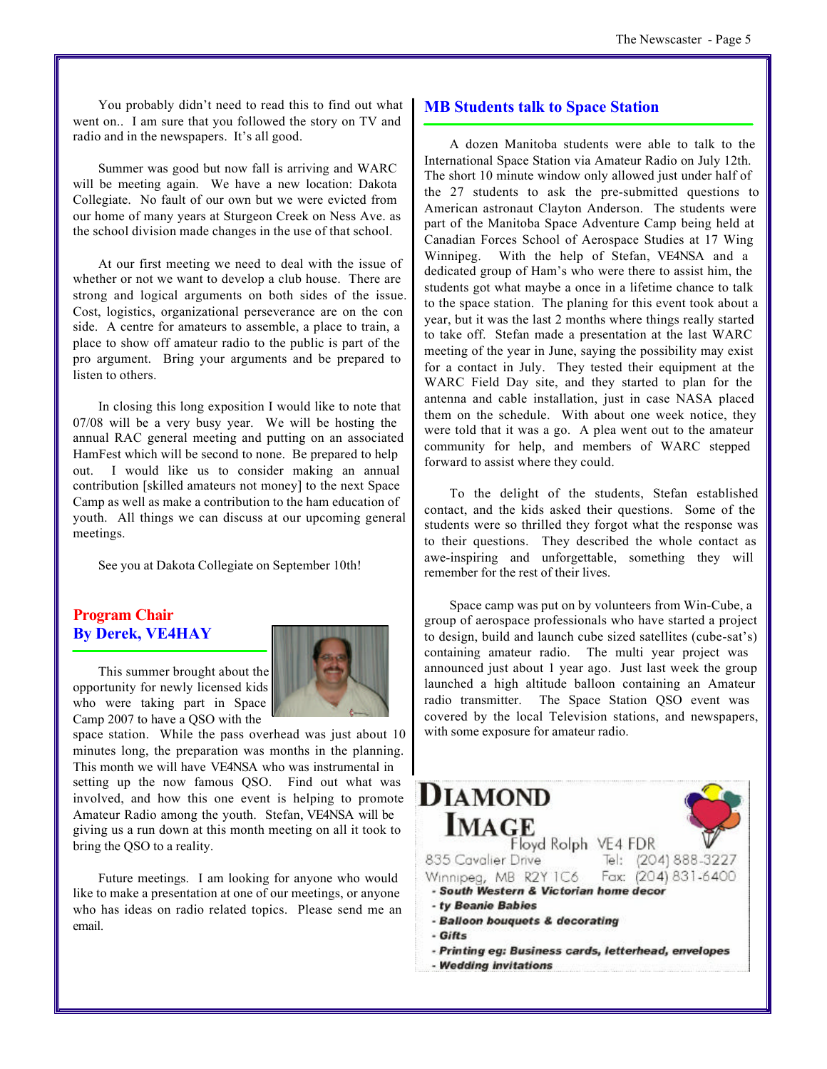You probably didn't need to read this to find out what went on.. I am sure that you followed the story on TV and radio and in the newspapers. It's all good.

Summer was good but now fall is arriving and WARC will be meeting again. We have a new location: Dakota Collegiate. No fault of our own but we were evicted from our home of many years at Sturgeon Creek on Ness Ave. as the school division made changes in the use of that school.

At our first meeting we need to deal with the issue of whether or not we want to develop a club house. There are strong and logical arguments on both sides of the issue. Cost, logistics, organizational perseverance are on the con side. A centre for amateurs to assemble, a place to train, a place to show off amateur radio to the public is part of the pro argument. Bring your arguments and be prepared to listen to others.

In closing this long exposition I would like to note that 07/08 will be a very busy year. We will be hosting the annual RAC general meeting and putting on an associated HamFest which will be second to none. Be prepared to help out. I would like us to consider making an annual contribution [skilled amateurs not money] to the next Space Camp as well as make a contribution to the ham education of youth. All things we can discuss at our upcoming general meetings.

See you at Dakota Collegiate on September 10th!

## Program Chair
## By Derek, VE4HAY

This summer brought about the opportunity for newly licensed kids who were taking part in Space Camp 2007 to have a QSO with the space station. While the pass overhead was just about 10 minutes long, the preparation was months in the planning. This month we will have VE4NSA who was instrumental in setting up the now famous QSO. Find out what was involved, and how this one event is helping to promote Amateur Radio among the youth. Stefan, VE4NSA will be giving us a run down at this month meeting on all it took to bring the QSO to a reality.

Future meetings. I am looking for anyone who would like to make a presentation at one of our meetings, or anyone who has ideas on radio related topics. Please send me an email.

## MB Students talk to Space Station

A dozen Manitoba students were able to talk to the International Space Station via Amateur Radio on July 12th. The short 10 minute window only allowed just under half of the 27 students to ask the pre-submitted questions to American astronaut Clayton Anderson. The students were part of the Manitoba Space Adventure Camp being held at Canadian Forces School of Aerospace Studies at 17 Wing Winnipeg. With the help of Stefan, VE4NSA and a dedicated group of Ham's who were there to assist him, the students got what maybe a once in a lifetime chance to talk to the space station. The planing for this event took about a year, but it was the last 2 months where things really started to take off. Stefan made a presentation at the last WARC meeting of the year in June, saying the possibility may exist for a contact in July. They tested their equipment at the WARC Field Day site, and they started to plan for the antenna and cable installation, just in case NASA placed them on the schedule. With about one week notice, they were told that it was a go. A plea went out to the amateur community for help, and members of WARC stepped forward to assist where they could.

To the delight of the students, Stefan established contact, and the kids asked their questions. Some of the students were so thrilled they forgot what the response was to their questions. They described the whole contact as awe-inspiring and unforgettable, something they will remember for the rest of their lives.

Space camp was put on by volunteers from Win-Cube, a group of aerospace professionals who have started a project to design, build and launch cube sized satellites (cube-sat's) containing amateur radio. The multi year project was announced just about 1 year ago. Just last week the group launched a high altitude balloon containing an Amateur radio transmitter. The Space Station QSO event was covered by the local Television stations, and newspapers, with some exposure for amateur radio.

**DIAMOND IMAGE**
Floyd Rolph VE4 FDR
835 Cavalier Drive Tel: (204) 888-3227
Winnipeg, MB R2Y 1C6 Fax: (204) 831-6400

- South Western & Victorian home decor
- ty Beanie Babies
- Balloon bouquets & decorating
- Gifts
- Printing eg: Business cards, letterhead, envelopes
- Wedding invitations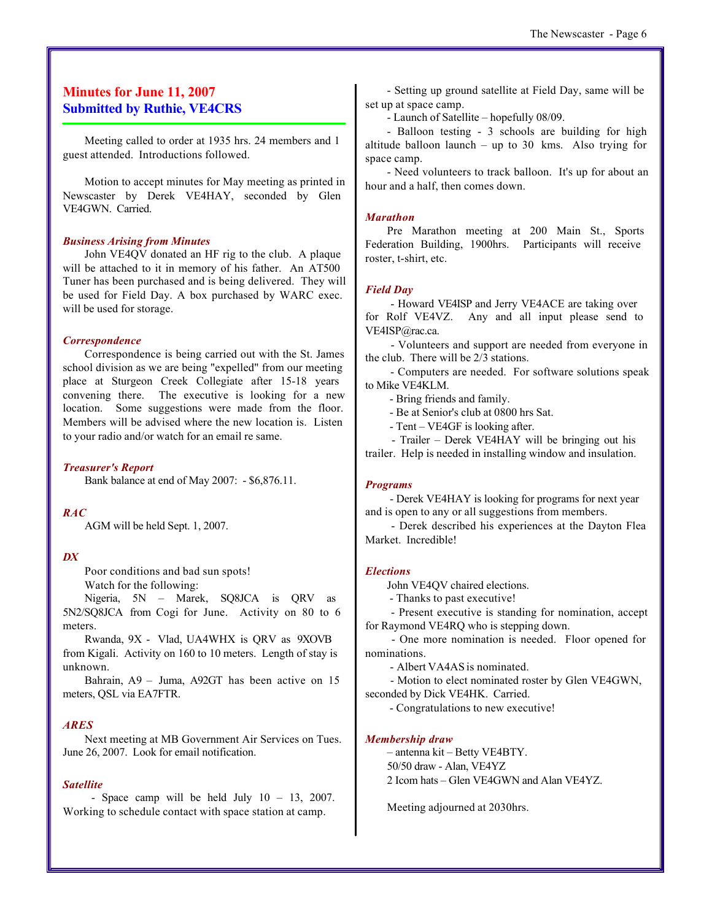## Minutes for June 11, 2007
## Submitted by Ruthie, VE4CRS

Meeting called to order at 1935 hrs. 24 members and 1 guest attended. Introductions followed.

Motion to accept minutes for May meeting as printed in Newscaster by Derek VE4HAY, seconded by Glen VE4GWN. Carried.

### *Business Arising from Minutes*

John VE4QV donated an HF rig to the club. A plaque will be attached to it in memory of his father. An AT500 Tuner has been purchased and is being delivered. They will be used for Field Day. A box purchased by WARC exec. will be used for storage.

### *Correspondence*

Correspondence is being carried out with the St. James school division as we are being "expelled" from our meeting place at Sturgeon Creek Collegiate after 15-18 years convening there. The executive is looking for a new location. Some suggestions were made from the floor. Members will be advised where the new location is. Listen to your radio and/or watch for an email re same.

### *Treasurer's Report*

Bank balance at end of May 2007: - $6,876.11.

### *RAC*

AGM will be held Sept. 1, 2007.

### *DX*

Poor conditions and bad sun spots!

Watch for the following:

Nigeria, 5N – Marek, SQ8JCA is QRV as 5N2/SQ8JCA from Cogi for June. Activity on 80 to 6 meters.

Rwanda, 9X - Vlad, UA4WHX is QRV as 9XOVB from Kigali. Activity on 160 to 10 meters. Length of stay is unknown.

Bahrain, A9 – Juma, A92GT has been active on 15 meters, QSL via EA7FTR.

### *ARES*

Next meeting at MB Government Air Services on Tues. June 26, 2007. Look for email notification.

### *Satellite*

- Space camp will be held July 10 – 13, 2007. Working to schedule contact with space station at camp.
- Setting up ground satellite at Field Day, same will be set up at space camp.
- Launch of Satellite – hopefully 08/09.
- Balloon testing - 3 schools are building for high altitude balloon launch – up to 30 kms. Also trying for space camp.
- Need volunteers to track balloon. It's up for about an hour and a half, then comes down.

### *Marathon*

Pre Marathon meeting at 200 Main St., Sports Federation Building, 1900hrs. Participants will receive roster, t-shirt, etc.

### *Field Day*

- Howard VE4ISP and Jerry VE4ACE are taking over for Rolf VE4VZ. Any and all input please send to VE4ISP@rac.ca.
- Volunteers and support are needed from everyone in the club. There will be 2/3 stations.
- Computers are needed. For software solutions speak to Mike VE4KLM.
- Bring friends and family.
- Be at Senior's club at 0800 hrs Sat.
- Tent – VE4GF is looking after.
- Trailer – Derek VE4HAY will be bringing out his trailer. Help is needed in installing window and insulation.

### *Programs*

- Derek VE4HAY is looking for programs for next year and is open to any or all suggestions from members.
- Derek described his experiences at the Dayton Flea Market. Incredible!

### *Elections*

John VE4QV chaired elections.

- Thanks to past executive!
- Present executive is standing for nomination, accept for Raymond VE4RQ who is stepping down.
- One more nomination is needed. Floor opened for nominations.
- Albert VA4AS is nominated.
- Motion to elect nominated roster by Glen VE4GWN, seconded by Dick VE4HK. Carried.
- Congratulations to new executive!

### *Membership draw*

– antenna kit – Betty VE4BTY.

50/50 draw - Alan, VE4YZ

2 Icom hats – Glen VE4GWN and Alan VE4YZ.

Meeting adjourned at 2030hrs.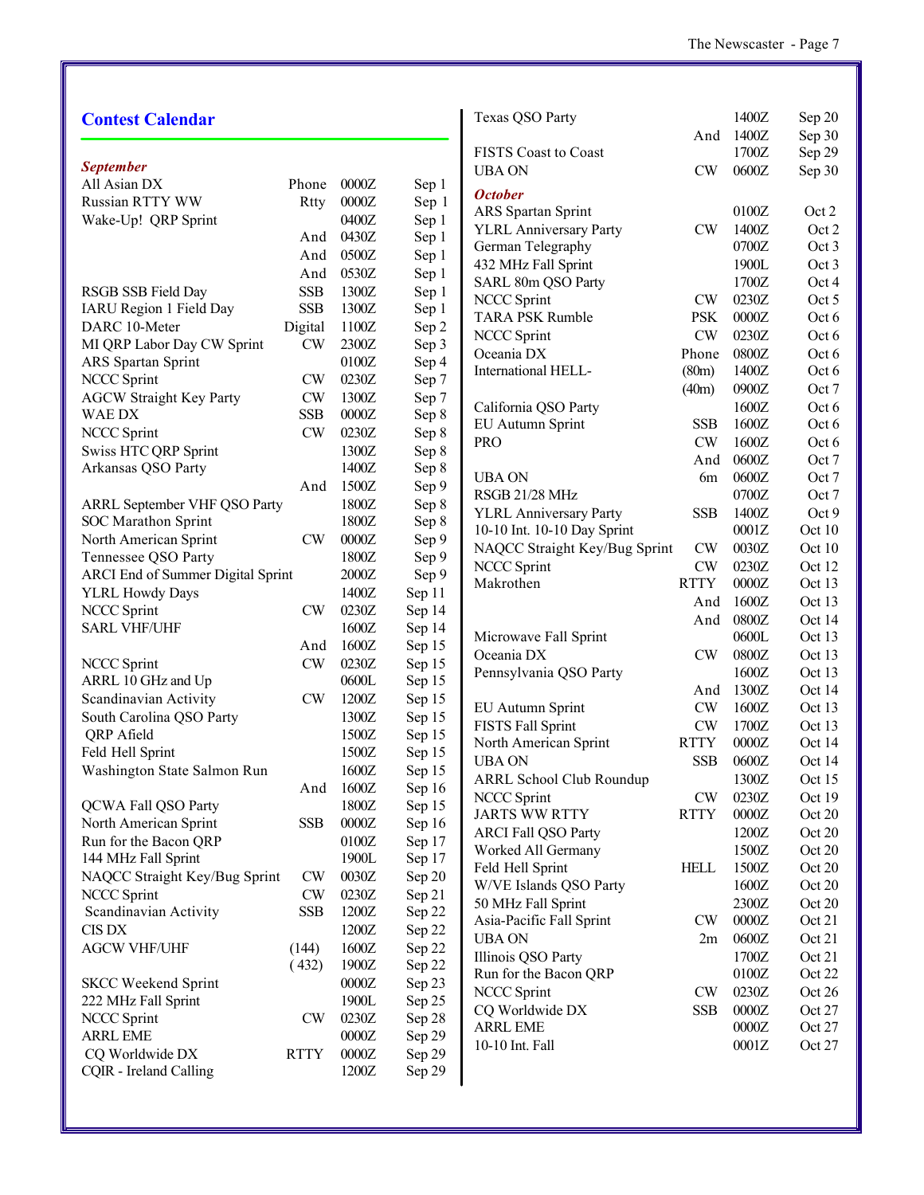## Contest Calendar

***September***

| Contest | Mode | Time | Date |
|---|---|---|---|
| All Asian DX | Phone | 0000Z | Sep 1 |
| Russian RTTY WW | Rtty | 0000Z | Sep 1 |
| Wake-Up! QRP Sprint | | 0400Z | Sep 1 |
| | And | 0430Z | Sep 1 |
| | And | 0500Z | Sep 1 |
| | And | 0530Z | Sep 1 |
| RSGB SSB Field Day | SSB | 1300Z | Sep 1 |
| IARU Region 1 Field Day | SSB | 1300Z | Sep 1 |
| DARC 10-Meter | Digital | 1100Z | Sep 2 |
| MI QRP Labor Day CW Sprint | CW | 2300Z | Sep 3 |
| ARS Spartan Sprint | | 0100Z | Sep 4 |
| NCCC Sprint | CW | 0230Z | Sep 7 |
| AGCW Straight Key Party | CW | 1300Z | Sep 7 |
| WAE DX | SSB | 0000Z | Sep 8 |
| NCCC Sprint | CW | 0230Z | Sep 8 |
| Swiss HTC QRP Sprint | | 1300Z | Sep 8 |
| Arkansas QSO Party | | 1400Z | Sep 8 |
| | And | 1500Z | Sep 9 |
| ARRL September VHF QSO Party | | 1800Z | Sep 8 |
| SOC Marathon Sprint | | 1800Z | Sep 8 |
| North American Sprint | CW | 0000Z | Sep 9 |
| Tennessee QSO Party | | 1800Z | Sep 9 |
| ARCI End of Summer Digital Sprint | | 2000Z | Sep 9 |
| YLRL Howdy Days | | 1400Z | Sep 11 |
| NCCC Sprint | CW | 0230Z | Sep 14 |
| SARL VHF/UHF | | 1600Z | Sep 14 |
| | And | 1600Z | Sep 15 |
| NCCC Sprint | CW | 0230Z | Sep 15 |
| ARRL 10 GHz and Up | | 0600L | Sep 15 |
| Scandinavian Activity | CW | 1200Z | Sep 15 |
| South Carolina QSO Party | | 1300Z | Sep 15 |
| QRP Afield | | 1500Z | Sep 15 |
| Feld Hell Sprint | | 1500Z | Sep 15 |
| Washington State Salmon Run | | 1600Z | Sep 15 |
| | And | 1600Z | Sep 16 |
| QCWA Fall QSO Party | | 1800Z | Sep 15 |
| North American Sprint | SSB | 0000Z | Sep 16 |
| Run for the Bacon QRP | | 0100Z | Sep 17 |
| 144 MHz Fall Sprint | | 1900L | Sep 17 |
| NAQCC Straight Key/Bug Sprint | CW | 0030Z | Sep 20 |
| NCCC Sprint | CW | 0230Z | Sep 21 |
| Scandinavian Activity | SSB | 1200Z | Sep 22 |
| CIS DX | | 1200Z | Sep 22 |
| AGCW VHF/UHF | (144) | 1600Z | Sep 22 |
| | (432) | 1900Z | Sep 22 |
| SKCC Weekend Sprint | | 0000Z | Sep 23 |
| 222 MHz Fall Sprint | | 1900L | Sep 25 |
| NCCC Sprint | CW | 0230Z | Sep 28 |
| ARRL EME | | 0000Z | Sep 29 |
| CQ Worldwide DX | RTTY | 0000Z | Sep 29 |
| CQIR - Ireland Calling | | 1200Z | Sep 29 |
| Texas QSO Party | | 1400Z | Sep 20 |
| | And | 1400Z | Sep 30 |
| FISTS Coast to Coast | | 1700Z | Sep 29 |
| UBA ON | CW | 0600Z | Sep 30 |

***October***

| Contest | Mode | Time | Date |
|---|---|---|---|
| ARS Spartan Sprint | | 0100Z | Oct 2 |
| YLRL Anniversary Party | CW | 1400Z | Oct 2 |
| German Telegraphy | | 0700Z | Oct 3 |
| 432 MHz Fall Sprint | | 1900L | Oct 3 |
| SARL 80m QSO Party | | 1700Z | Oct 4 |
| NCCC Sprint | CW | 0230Z | Oct 5 |
| TARA PSK Rumble | PSK | 0000Z | Oct 6 |
| NCCC Sprint | CW | 0230Z | Oct 6 |
| Oceania DX | Phone | 0800Z | Oct 6 |
| International HELL- | (80m) | 1400Z | Oct 6 |
| | (40m) | 0900Z | Oct 7 |
| California QSO Party | | 1600Z | Oct 6 |
| EU Autumn Sprint | SSB | 1600Z | Oct 6 |
| PRO | CW | 1600Z | Oct 6 |
| | And | 0600Z | Oct 7 |
| UBA ON | 6m | 0600Z | Oct 7 |
| RSGB 21/28 MHz | | 0700Z | Oct 7 |
| YLRL Anniversary Party | SSB | 1400Z | Oct 9 |
| 10-10 Int. 10-10 Day Sprint | | 0001Z | Oct 10 |
| NAQCC Straight Key/Bug Sprint | CW | 0030Z | Oct 10 |
| NCCC Sprint | CW | 0230Z | Oct 12 |
| Makrothen | RTTY | 0000Z | Oct 13 |
| | And | 1600Z | Oct 13 |
| | And | 0800Z | Oct 14 |
| Microwave Fall Sprint | | 0600L | Oct 13 |
| Oceania DX | CW | 0800Z | Oct 13 |
| Pennsylvania QSO Party | | 1600Z | Oct 13 |
| | And | 1300Z | Oct 14 |
| EU Autumn Sprint | CW | 1600Z | Oct 13 |
| FISTS Fall Sprint | CW | 1700Z | Oct 13 |
| North American Sprint | RTTY | 0000Z | Oct 14 |
| UBA ON | SSB | 0600Z | Oct 14 |
| ARRL School Club Roundup | | 1300Z | Oct 15 |
| NCCC Sprint | CW | 0230Z | Oct 19 |
| JARTS WW RTTY | RTTY | 0000Z | Oct 20 |
| ARCI Fall QSO Party | | 1200Z | Oct 20 |
| Worked All Germany | | 1500Z | Oct 20 |
| Feld Hell Sprint | HELL | 1500Z | Oct 20 |
| W/VE Islands QSO Party | | 1600Z | Oct 20 |
| 50 MHz Fall Sprint | | 2300Z | Oct 20 |
| Asia-Pacific Fall Sprint | CW | 0000Z | Oct 21 |
| UBA ON | 2m | 0600Z | Oct 21 |
| Illinois QSO Party | | 1700Z | Oct 21 |
| Run for the Bacon QRP | | 0100Z | Oct 22 |
| NCCC Sprint | CW | 0230Z | Oct 26 |
| CQ Worldwide DX | SSB | 0000Z | Oct 27 |
| ARRL EME | | 0000Z | Oct 27 |
| 10-10 Int. Fall | | 0001Z | Oct 27 |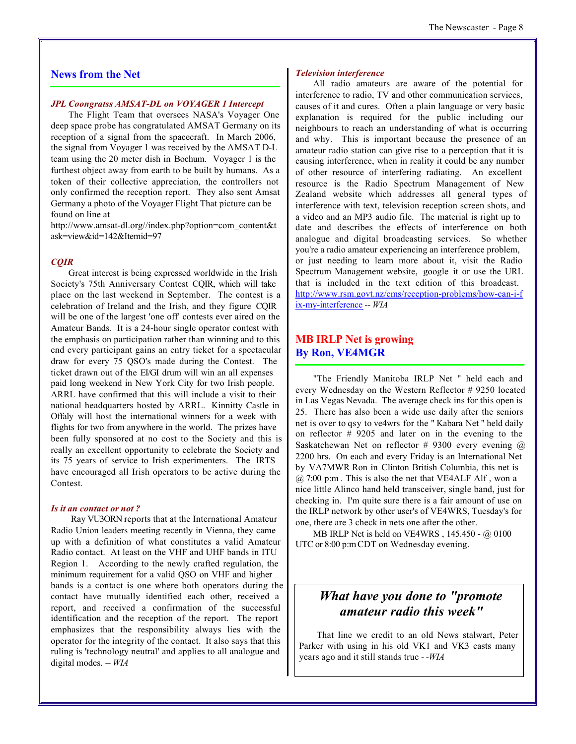## News from the Net

### *JPL Coongratss AMSAT-DL on VOYAGER 1 Intercept*

The Flight Team that oversees NASA's Voyager One deep space probe has congratulated AMSAT Germany on its reception of a signal from the spacecraft. In March 2006, the signal from Voyager 1 was received by the AMSAT D-L team using the 20 meter dish in Bochum. Voyager 1 is the furthest object away from earth to be built by humans. As a token of their collective appreciation, the controllers not only confirmed the reception report. They also sent Amsat Germany a photo of the Voyager Flight That picture can be found on line at http://www.amsat-dl.org//index.php?option=com_content&task=view&id=142&Itemid=97

### *CQIR*

Great interest is being expressed worldwide in the Irish Society's 75th Anniversary Contest CQIR, which will take place on the last weekend in September. The contest is a celebration of Ireland and the Irish, and they figure CQIR will be one of the largest 'one off' contests ever aired on the Amateur Bands. It is a 24-hour single operator contest with the emphasis on participation rather than winning and to this end every participant gains an entry ticket for a spectacular draw for every 75 QSO's made during the Contest. The ticket drawn out of the EI/GI drum will win an all expenses paid long weekend in New York City for two Irish people. ARRL have confirmed that this will include a visit to their national headquarters hosted by ARRL. Kinnitty Castle in Offaly will host the international winners for a week with flights for two from anywhere in the world. The prizes have been fully sponsored at no cost to the Society and this is really an excellent opportunity to celebrate the Society and its 75 years of service to Irish experimenters. The IRTS have encouraged all Irish operators to be active during the Contest.

### *Is it an contact or not ?*

Ray VU3ORN reports that at the International Amateur Radio Union leaders meeting recently in Vienna, they came up with a definition of what constitutes a valid Amateur Radio contact. At least on the VHF and UHF bands in ITU Region 1. According to the newly crafted regulation, the minimum requirement for a valid QSO on VHF and higher bands is a contact is one where both operators during the contact have mutually identified each other, received a report, and received a confirmation of the successful identification and the reception of the report. The report emphasizes that the responsibility always lies with the operator for the integrity of the contact. It also says that this ruling is 'technology neutral' and applies to all analogue and digital modes. -- *WIA*

### *Television interference*

All radio amateurs are aware of the potential for interference to radio, TV and other communication services, causes of it and cures. Often a plain language or very basic explanation is required for the public including our neighbours to reach an understanding of what is occurring and why. This is important because the presence of an amateur radio station can give rise to a perception that it is causing interference, when in reality it could be any number of other resource of interfering radiating. An excellent resource is the Radio Spectrum Management of New Zealand website which addresses all general types of interference with text, television reception screen shots, and a video and an MP3 audio file. The material is right up to date and describes the effects of interference on both analogue and digital broadcasting services. So whether you're a radio amateur experiencing an interference problem, or just needing to learn more about it, visit the Radio Spectrum Management website, google it or use the URL that is included in the text edition of this broadcast. http://www.rsm.govt.nz/cms/reception-problems/how-can-i-fix-my-interference -- *WIA*

## MB IRLP Net is growing
## By Ron, VE4MGR

"The Friendly Manitoba IRLP Net " held each and every Wednesday on the Western Reflector # 9250 located in Las Vegas Nevada. The average check ins for this open is 25. There has also been a wide use daily after the seniors net is over to qsy to ve4wrs for the " Kabara Net " held daily on reflector # 9205 and later on in the evening to the Saskatchewan Net on reflector # 9300 every evening @ 2200 hrs. On each and every Friday is an International Net by VA7MWR Ron in Clinton British Columbia, this net is @ 7:00 p:m . This is also the net that VE4ALF Alf , won a nice little Alinco hand held transceiver, single band, just for checking in. I'm quite sure there is a fair amount of use on the IRLP network by other user's of VE4WRS, Tuesday's for one, there are 3 check in nets one after the other.

MB IRLP Net is held on VE4WRS , 145.450 - @ 0100 UTC or 8:00 p:m CDT on Wednesday evening.

## *What have you done to "promote amateur radio this week"*

That line we credit to an old News stalwart, Peter Parker with using in his old VK1 and VK3 casts many years ago and it still stands true - -*WIA*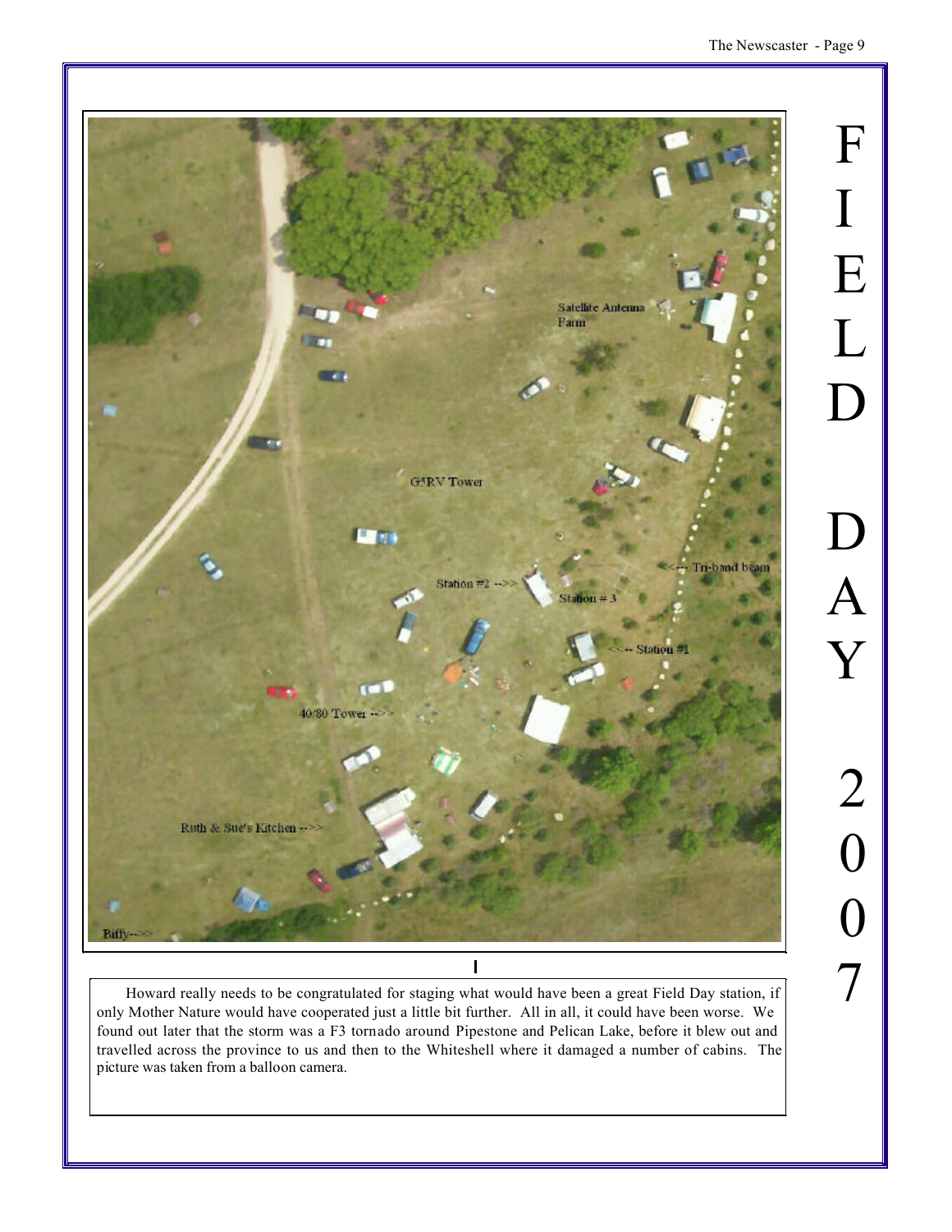# FIELD DAY 2007

Howard really needs to be congratulated for staging what would have been a great Field Day station, if only Mother Nature would have cooperated just a little bit further. All in all, it could have been worse. We found out later that the storm was a F3 tornado around Pipestone and Pelican Lake, before it blew out and travelled across the province to us and then to the Whiteshell where it damaged a number of cabins. The picture was taken from a balloon camera.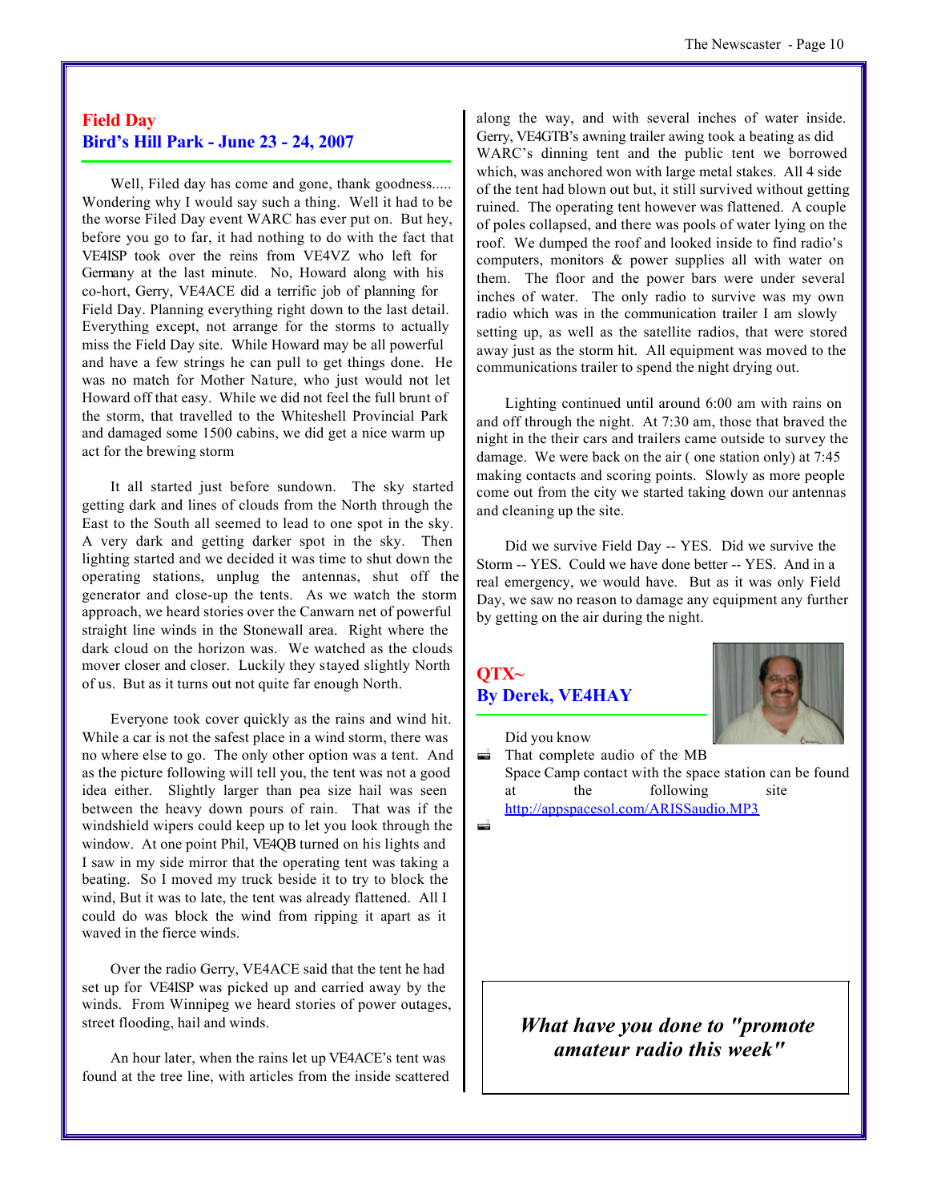## Field Day
## Bird's Hill Park - June 23 - 24, 2007

Well, Filed day has come and gone, thank goodness..... Wondering why I would say such a thing. Well it had to be the worse Filed Day event WARC has ever put on. But hey, before you go to far, it had nothing to do with the fact that VE4ISP took over the reins from VE4VZ who left for Germany at the last minute. No, Howard along with his co-hort, Gerry, VE4ACE did a terrific job of planning for Field Day. Planning everything right down to the last detail. Everything except, not arrange for the storms to actually miss the Field Day site. While Howard may be all powerful and have a few strings he can pull to get things done. He was no match for Mother Nature, who just would not let Howard off that easy. While we did not feel the full brunt of the storm, that travelled to the Whiteshell Provincial Park and damaged some 1500 cabins, we did get a nice warm up act for the brewing storm

It all started just before sundown. The sky started getting dark and lines of clouds from the North through the East to the South all seemed to lead to one spot in the sky. A very dark and getting darker spot in the sky. Then lighting started and we decided it was time to shut down the operating stations, unplug the antennas, shut off the generator and close-up the tents. As we watch the storm approach, we heard stories over the Canwarn net of powerful straight line winds in the Stonewall area. Right where the dark cloud on the horizon was. We watched as the clouds mover closer and closer. Luckily they stayed slightly North of us. But as it turns out not quite far enough North.

Everyone took cover quickly as the rains and wind hit. While a car is not the safest place in a wind storm, there was no where else to go. The only other option was a tent. And as the picture following will tell you, the tent was not a good idea either. Slightly larger than pea size hail was seen between the heavy down pours of rain. That was if the windshield wipers could keep up to let you look through the window. At one point Phil, VE4QB turned on his lights and I saw in my side mirror that the operating tent was taking a beating. So I moved my truck beside it to try to block the wind, But it was to late, the tent was already flattened. All I could do was block the wind from ripping it apart as it waved in the fierce winds.

Over the radio Gerry, VE4ACE said that the tent he had set up for VE4ISP was picked up and carried away by the winds. From Winnipeg we heard stories of power outages, street flooding, hail and winds.

An hour later, when the rains let up VE4ACE's tent was found at the tree line, with articles from the inside scattered along the way, and with several inches of water inside. Gerry, VE4GTB's awning trailer awing took a beating as did WARC's dinning tent and the public tent we borrowed which, was anchored won with large metal stakes. All 4 side of the tent had blown out but, it still survived without getting ruined. The operating tent however was flattened. A couple of poles collapsed, and there was pools of water lying on the roof. We dumped the roof and looked inside to find radio's computers, monitors & power supplies all with water on them. The floor and the power bars were under several inches of water. The only radio to survive was my own radio which was in the communication trailer I am slowly setting up, as well as the satellite radios, that were stored away just as the storm hit. All equipment was moved to the communications trailer to spend the night drying out.

Lighting continued until around 6:00 am with rains on and off through the night. At 7:30 am, those that braved the night in the their cars and trailers came outside to survey the damage. We were back on the air ( one station only) at 7:45 making contacts and scoring points. Slowly as more people come out from the city we started taking down our antennas and cleaning up the site.

Did we survive Field Day -- YES. Did we survive the Storm -- YES. Could we have done better -- YES. And in a real emergency, we would have. But as it was only Field Day, we saw no reason to damage any equipment any further by getting on the air during the night.

## QTX~
## By Derek, VE4HAY

Did you know

- That complete audio of the MB Space Camp contact with the space station can be found at the following site http://appspacesol.com/ARISSaudio.MP3
-

***What have you done to "promote amateur radio this week"***